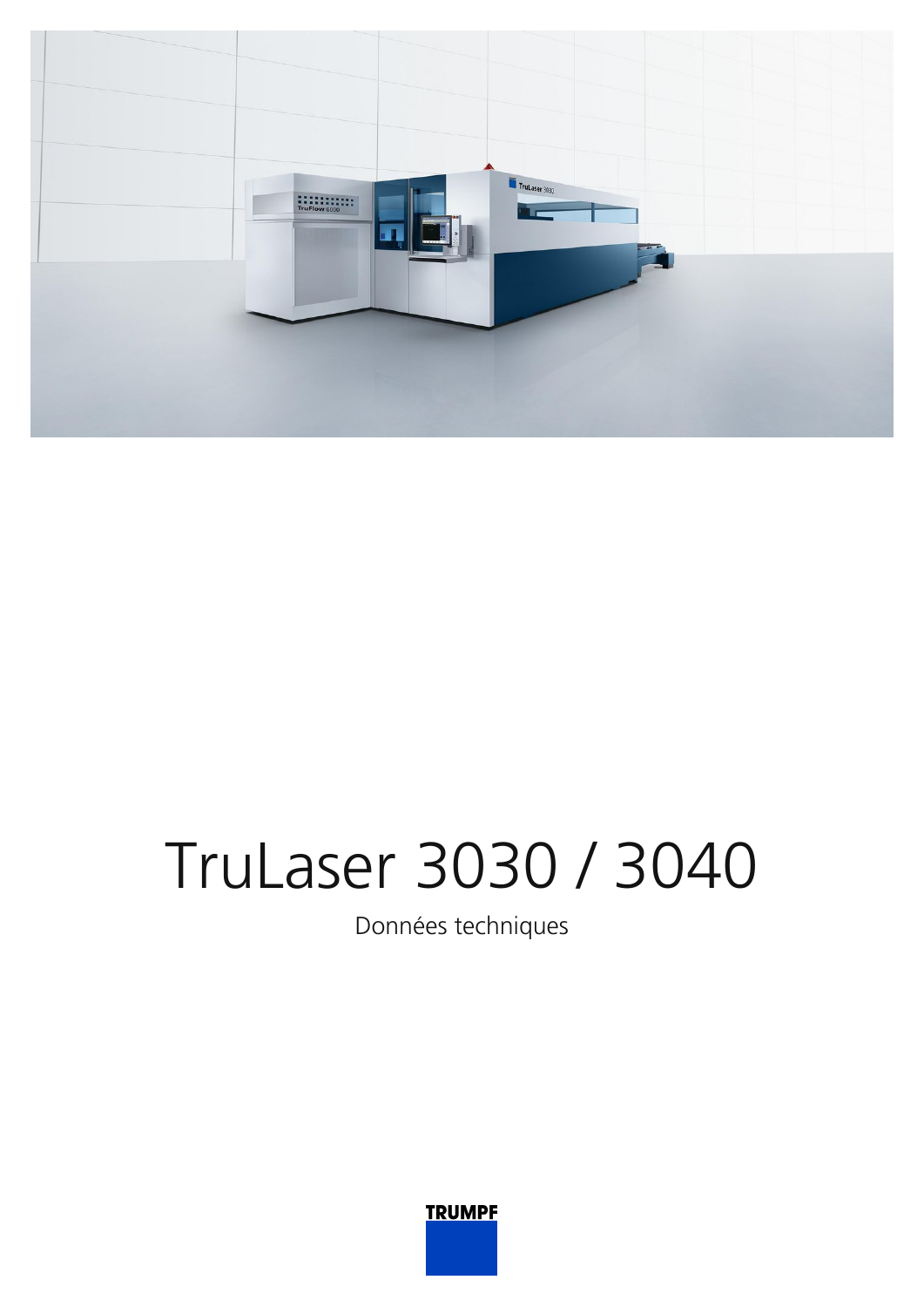# TruLaser 3030 / 3040

Données techniques

TRUMPF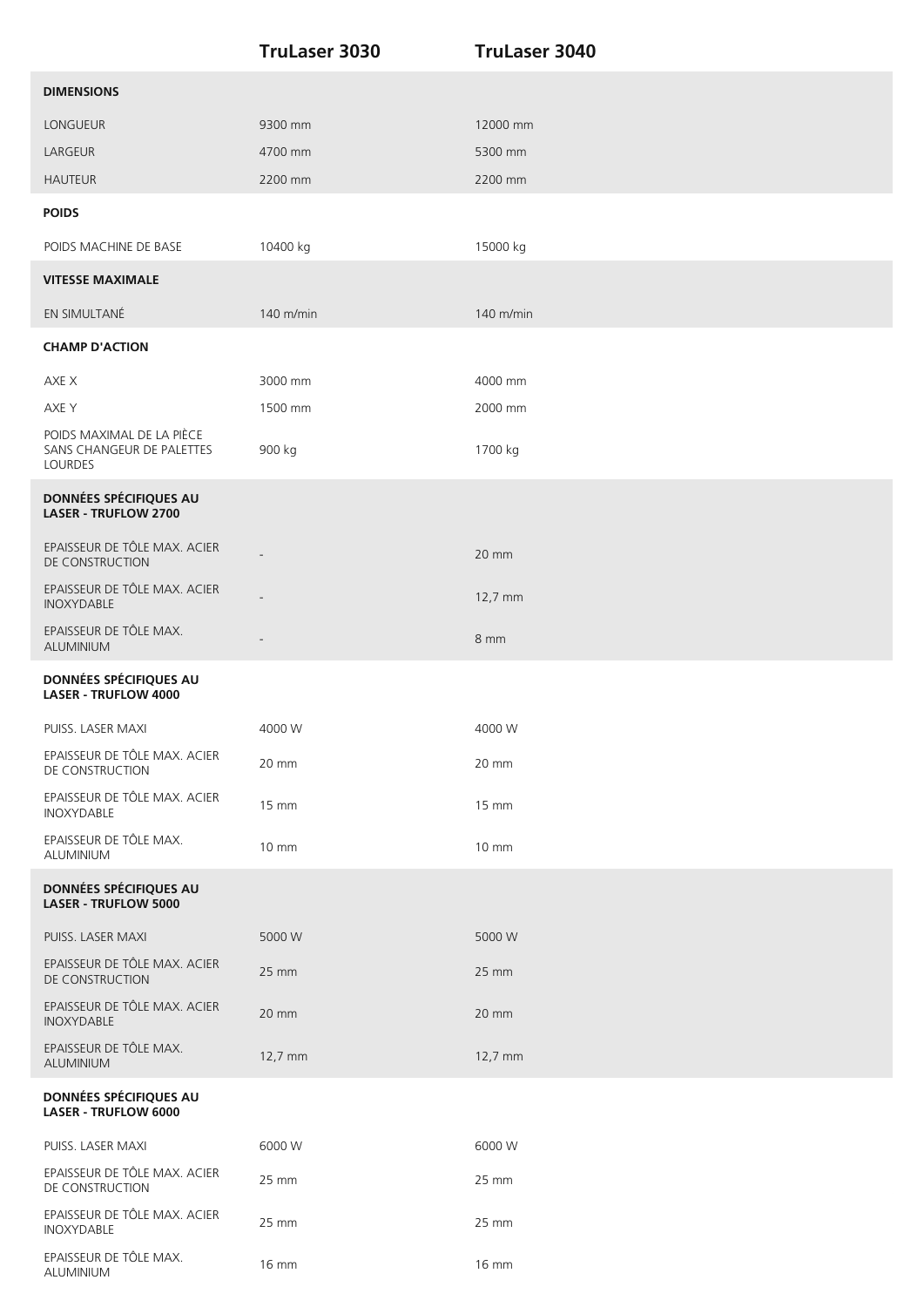| | TruLaser 3030 | TruLaser 3040 |
|---|---|---|
| **DIMENSIONS** | | |
| LONGUEUR | 9300 mm | 12000 mm |
| LARGEUR | 4700 mm | 5300 mm |
| HAUTEUR | 2200 mm | 2200 mm |
| **POIDS** | | |
| POIDS MACHINE DE BASE | 10400 kg | 15000 kg |
| **VITESSE MAXIMALE** | | |
| EN SIMULTANÉ | 140 m/min | 140 m/min |
| **CHAMP D'ACTION** | | |
| AXE X | 3000 mm | 4000 mm |
| AXE Y | 1500 mm | 2000 mm |
| POIDS MAXIMAL DE LA PIÈCE SANS CHANGEUR DE PALETTES LOURDES | 900 kg | 1700 kg |
| **DONNÉES SPÉCIFIQUES AU LASER - TRUFLOW 2700** | | |
| EPAISSEUR DE TÔLE MAX. ACIER DE CONSTRUCTION | - | 20 mm |
| EPAISSEUR DE TÔLE MAX. ACIER INOXYDABLE | - | 12,7 mm |
| EPAISSEUR DE TÔLE MAX. ALUMINIUM | - | 8 mm |
| **DONNÉES SPÉCIFIQUES AU LASER - TRUFLOW 4000** | | |
| PUISS. LASER MAXI | 4000 W | 4000 W |
| EPAISSEUR DE TÔLE MAX. ACIER DE CONSTRUCTION | 20 mm | 20 mm |
| EPAISSEUR DE TÔLE MAX. ACIER INOXYDABLE | 15 mm | 15 mm |
| EPAISSEUR DE TÔLE MAX. ALUMINIUM | 10 mm | 10 mm |
| **DONNÉES SPÉCIFIQUES AU LASER - TRUFLOW 5000** | | |
| PUISS. LASER MAXI | 5000 W | 5000 W |
| EPAISSEUR DE TÔLE MAX. ACIER DE CONSTRUCTION | 25 mm | 25 mm |
| EPAISSEUR DE TÔLE MAX. ACIER INOXYDABLE | 20 mm | 20 mm |
| EPAISSEUR DE TÔLE MAX. ALUMINIUM | 12,7 mm | 12,7 mm |
| **DONNÉES SPÉCIFIQUES AU LASER - TRUFLOW 6000** | | |
| PUISS. LASER MAXI | 6000 W | 6000 W |
| EPAISSEUR DE TÔLE MAX. ACIER DE CONSTRUCTION | 25 mm | 25 mm |
| EPAISSEUR DE TÔLE MAX. ACIER INOXYDABLE | 25 mm | 25 mm |
| EPAISSEUR DE TÔLE MAX. ALUMINIUM | 16 mm | 16 mm |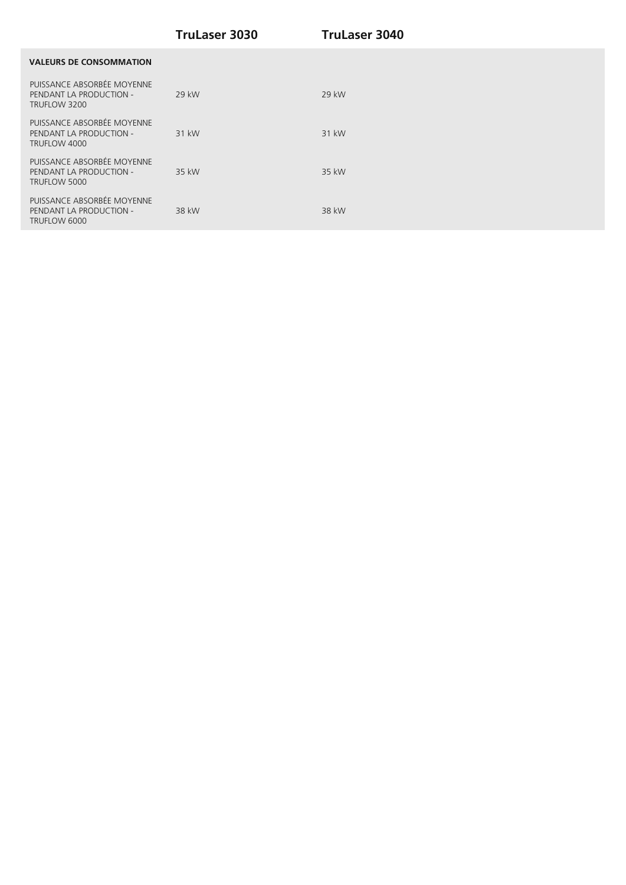| | TruLaser 3030 | TruLaser 3040 |
|---|---|---|
| **VALEURS DE CONSOMMATION** | | |
| PUISSANCE ABSORBÉE MOYENNE PENDANT LA PRODUCTION - TRUFLOW 3200 | 29 kW | 29 kW |
| PUISSANCE ABSORBÉE MOYENNE PENDANT LA PRODUCTION - TRUFLOW 4000 | 31 kW | 31 kW |
| PUISSANCE ABSORBÉE MOYENNE PENDANT LA PRODUCTION - TRUFLOW 5000 | 35 kW | 35 kW |
| PUISSANCE ABSORBÉE MOYENNE PENDANT LA PRODUCTION - TRUFLOW 6000 | 38 kW | 38 kW |